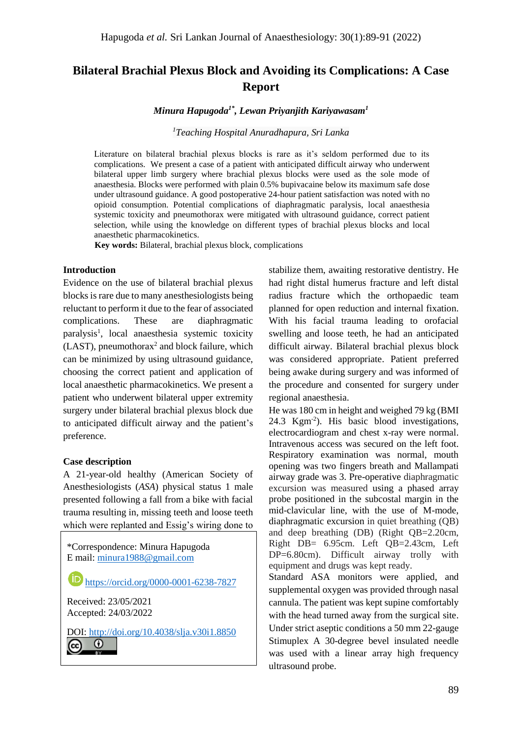# Bilateral Brachial Plexus Block and Avoiding its Complications: A Case Report

***Minura Hapugoda**[1*]**, Lewan Priyanjith Kariyawasam**[1]*

[1]*Teaching Hospital Anuradhapura, Sri Lanka*

Literature on bilateral brachial plexus blocks is rare as it's seldom performed due to its complications. We present a case of a patient with anticipated difficult airway who underwent bilateral upper limb surgery where brachial plexus blocks were used as the sole mode of anaesthesia. Blocks were performed with plain 0.5% bupivacaine below its maximum safe dose under ultrasound guidance. A good postoperative 24-hour patient satisfaction was noted with no opioid consumption. Potential complications of diaphragmatic paralysis, local anaesthesia systemic toxicity and pneumothorax were mitigated with ultrasound guidance, correct patient selection, while using the knowledge on different types of brachial plexus blocks and local anaesthetic pharmacokinetics.

**Key words:** Bilateral, brachial plexus block, complications

## Introduction

Evidence on the use of bilateral brachial plexus blocks is rare due to many anesthesiologists being reluctant to perform it due to the fear of associated complications. These are diaphragmatic paralysis[1], local anaesthesia systemic toxicity (LAST), pneumothorax[2] and block failure, which can be minimized by using ultrasound guidance, choosing the correct patient and application of local anaesthetic pharmacokinetics. We present a patient who underwent bilateral upper extremity surgery under bilateral brachial plexus block due to anticipated difficult airway and the patient's preference.

## Case description

A 21-year-old healthy (American Society of Anesthesiologists (*ASA*) physical status 1 male presented following a fall from a bike with facial trauma resulting in, missing teeth and loose teeth which were replanted and Essig's wiring done to stabilize them, awaiting restorative dentistry. He had right distal humerus fracture and left distal radius fracture which the orthopaedic team planned for open reduction and internal fixation. With his facial trauma leading to orofacial swelling and loose teeth, he had an anticipated difficult airway. Bilateral brachial plexus block was considered appropriate. Patient preferred being awake during surgery and was informed of the procedure and consented for surgery under regional anaesthesia.

He was 180 cm in height and weighed 79 kg (BMI 24.3 $Kgm^{-2}$). His basic blood investigations, electrocardiogram and chest x-ray were normal. Intravenous access was secured on the left foot. Respiratory examination was normal, mouth opening was two fingers breath and Mallampati airway grade was 3. Pre-operative diaphragmatic excursion was measured using a phased array probe positioned in the subcostal margin in the mid-clavicular line, with the use of M-mode, diaphragmatic excursion in quiet breathing (QB) and deep breathing (DB) (Right QB=2.20cm, Right DB= 6.95cm. Left QB=2.43cm, Left DP=6.80cm). Difficult airway trolly with equipment and drugs was kept ready.

Standard ASA monitors were applied, and supplemental oxygen was provided through nasal cannula. The patient was kept supine comfortably with the head turned away from the surgical site. Under strict aseptic conditions a 50 mm 22-gauge Stimuplex A 30-degree bevel insulated needle was used with a linear array high frequency ultrasound probe.

*Correspondence: Minura Hapugoda
E mail: minura1988@gmail.com

https://orcid.org/0000-0001-6238-7827

Received: 23/05/2021
Accepted: 24/03/2022

DOI: http://doi.org/10.4038/slja.v30i1.8850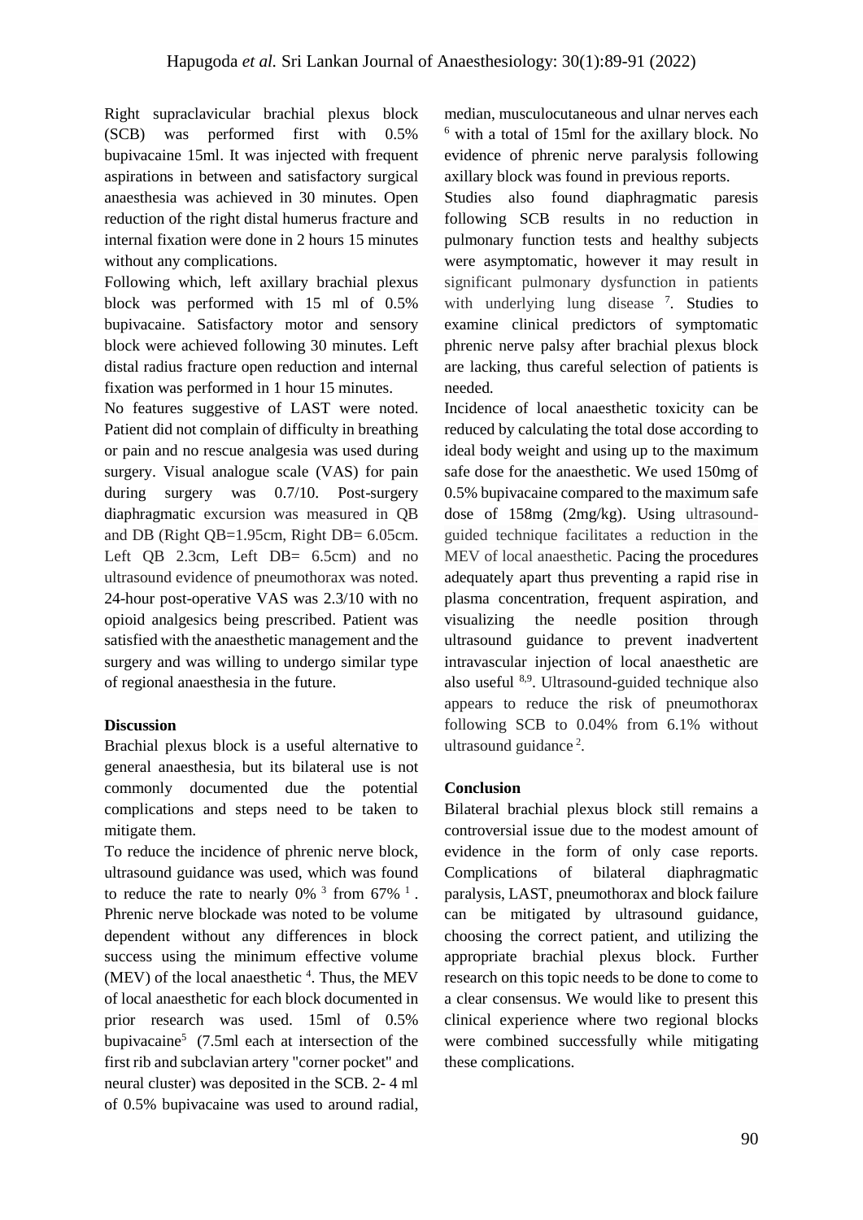Right supraclavicular brachial plexus block (SCB) was performed first with 0.5% bupivacaine 15ml. It was injected with frequent aspirations in between and satisfactory surgical anaesthesia was achieved in 30 minutes. Open reduction of the right distal humerus fracture and internal fixation were done in 2 hours 15 minutes without any complications.

Following which, left axillary brachial plexus block was performed with 15 ml of 0.5% bupivacaine. Satisfactory motor and sensory block were achieved following 30 minutes. Left distal radius fracture open reduction and internal fixation was performed in 1 hour 15 minutes.

No features suggestive of LAST were noted. Patient did not complain of difficulty in breathing or pain and no rescue analgesia was used during surgery. Visual analogue scale (VAS) for pain during surgery was 0.7/10. Post-surgery diaphragmatic excursion was measured in QB and DB (Right QB=1.95cm, Right DB= 6.05cm. Left QB 2.3cm, Left DB= 6.5cm) and no ultrasound evidence of pneumothorax was noted. 24-hour post-operative VAS was 2.3/10 with no opioid analgesics being prescribed. Patient was satisfied with the anaesthetic management and the surgery and was willing to undergo similar type of regional anaesthesia in the future.

**Discussion**

Brachial plexus block is a useful alternative to general anaesthesia, but its bilateral use is not commonly documented due the potential complications and steps need to be taken to mitigate them.

To reduce the incidence of phrenic nerve block, ultrasound guidance was used, which was found to reduce the rate to nearly 0% [3] from 67% [1]. Phrenic nerve blockade was noted to be volume dependent without any differences in block success using the minimum effective volume (MEV) of the local anaesthetic [4]. Thus, the MEV of local anaesthetic for each block documented in prior research was used. 15ml of 0.5% bupivacaine[5] (7.5ml each at intersection of the first rib and subclavian artery "corner pocket" and neural cluster) was deposited in the SCB. 2- 4 ml of 0.5% bupivacaine was used to around radial, median, musculocutaneous and ulnar nerves each [6] with a total of 15ml for the axillary block. No evidence of phrenic nerve paralysis following axillary block was found in previous reports.

Studies also found diaphragmatic paresis following SCB results in no reduction in pulmonary function tests and healthy subjects were asymptomatic, however it may result in significant pulmonary dysfunction in patients with underlying lung disease [7]. Studies to examine clinical predictors of symptomatic phrenic nerve palsy after brachial plexus block are lacking, thus careful selection of patients is needed.

Incidence of local anaesthetic toxicity can be reduced by calculating the total dose according to ideal body weight and using up to the maximum safe dose for the anaesthetic. We used 150mg of 0.5% bupivacaine compared to the maximum safe dose of 158mg (2mg/kg). Using ultrasound-guided technique facilitates a reduction in the MEV of local anaesthetic. Pacing the procedures adequately apart thus preventing a rapid rise in plasma concentration, frequent aspiration, and visualizing the needle position through ultrasound guidance to prevent inadvertent intravascular injection of local anaesthetic are also useful [8,9]. Ultrasound-guided technique also appears to reduce the risk of pneumothorax following SCB to 0.04% from 6.1% without ultrasound guidance [2].

**Conclusion**

Bilateral brachial plexus block still remains a controversial issue due to the modest amount of evidence in the form of only case reports. Complications of bilateral diaphragmatic paralysis, LAST, pneumothorax and block failure can be mitigated by ultrasound guidance, choosing the correct patient, and utilizing the appropriate brachial plexus block. Further research on this topic needs to be done to come to a clear consensus. We would like to present this clinical experience where two regional blocks were combined successfully while mitigating these complications.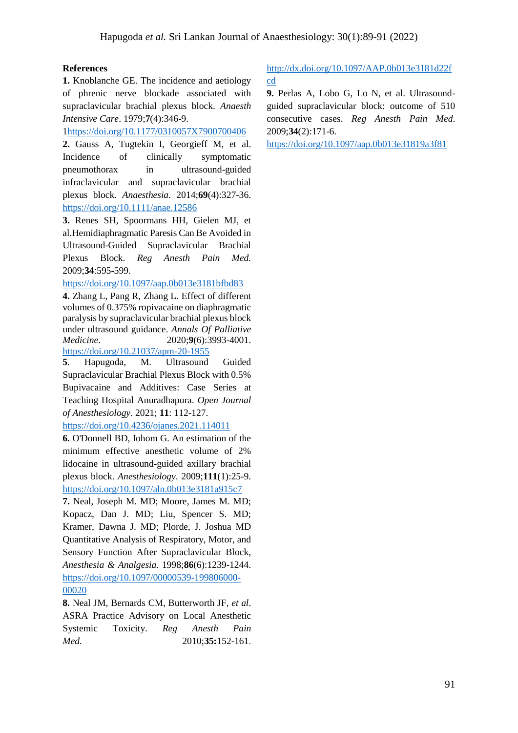## References

**1.** Knoblanche GE. The incidence and aetiology of phrenic nerve blockade associated with supraclavicular brachial plexus block. *Anaesth Intensive Care*. 1979;**7**(4):346-9. 1https://doi.org/10.1177/0310057X7900700406

**2.** Gauss A, Tugtekin I, Georgieff M, et al. Incidence of clinically symptomatic pneumothorax in ultrasound-guided infraclavicular and supraclavicular brachial plexus block. *Anaesthesia*. 2014;**69**(4):327-36. https://doi.org/10.1111/anae.12586

**3.** Renes SH, Spoormans HH, Gielen MJ, et al.Hemidiaphragmatic Paresis Can Be Avoided in Ultrasound-Guided Supraclavicular Brachial Plexus Block. *Reg Anesth Pain Med.* 2009;**34**:595-599. https://doi.org/10.1097/aap.0b013e3181bfbd83

**4.** Zhang L, Pang R, Zhang L. Effect of different volumes of 0.375% ropivacaine on diaphragmatic paralysis by supraclavicular brachial plexus block under ultrasound guidance. *Annals Of Palliative Medicine*. 2020;**9**(6):3993-4001. https://doi.org/10.21037/apm-20-1955

**5**. Hapugoda, M. Ultrasound Guided Supraclavicular Brachial Plexus Block with 0.5% Bupivacaine and Additives: Case Series at Teaching Hospital Anuradhapura. *Open Journal of Anesthesiology*. 2021; **11**: 112-127. https://doi.org/10.4236/ojanes.2021.114011

**6.** O'Donnell BD, Iohom G. An estimation of the minimum effective anesthetic volume of 2% lidocaine in ultrasound-guided axillary brachial plexus block. *Anesthesiology*. 2009;**111**(1):25-9. https://doi.org/10.1097/aln.0b013e3181a915c7

**7.** Neal, Joseph M. MD; Moore, James M. MD; Kopacz, Dan J. MD; Liu, Spencer S. MD; Kramer, Dawna J. MD; Plorde, J. Joshua MD Quantitative Analysis of Respiratory, Motor, and Sensory Function After Supraclavicular Block, *Anesthesia & Analgesia*. 1998;**86**(6):1239-1244. https://doi.org/10.1097/00000539-199806000-00020

**8.** Neal JM, Bernards CM, Butterworth JF, *et al*. ASRA Practice Advisory on Local Anesthetic Systemic Toxicity. *Reg Anesth Pain Med.* 2010;**35:**152-161. http://dx.doi.org/10.1097/AAP.0b013e3181d22fcd

**9.** Perlas A, Lobo G, Lo N, et al. Ultrasound-guided supraclavicular block: outcome of 510 consecutive cases. *Reg Anesth Pain Med.* 2009;**34**(2):171-6. https://doi.org/10.1097/aap.0b013e31819a3f81